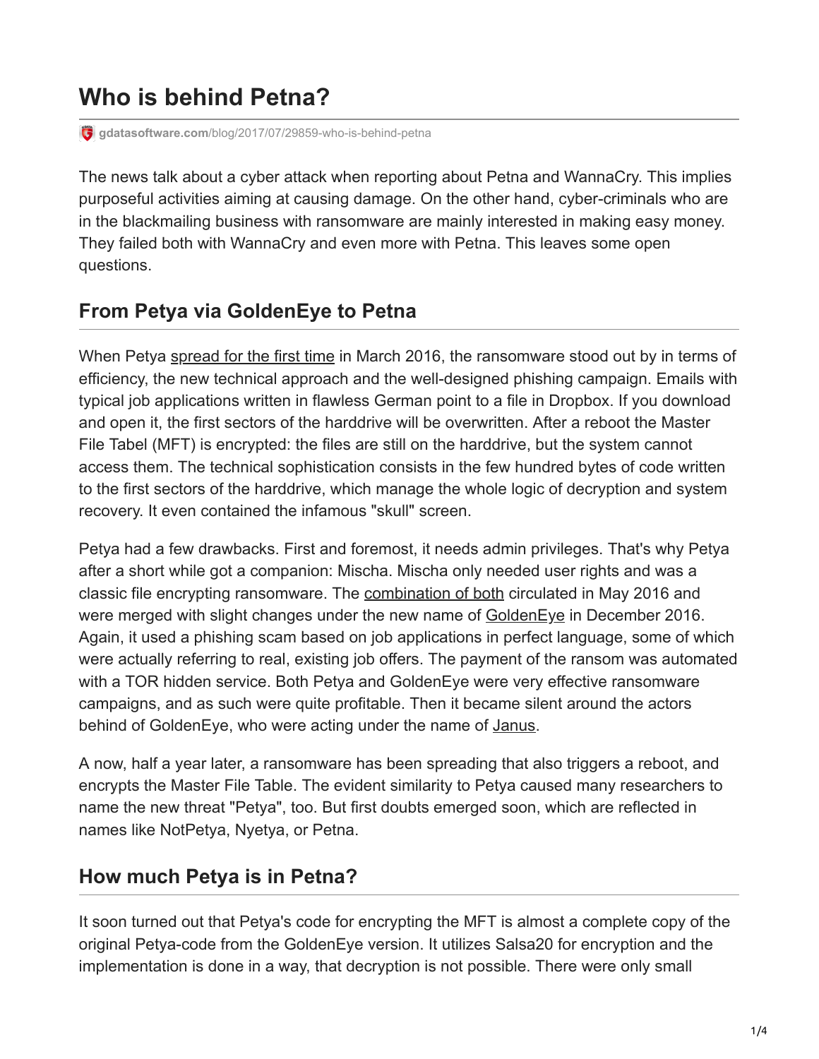# Who is behind Petna?

gdatasoftware.com/blog/2017/07/29859-who-is-behind-petna

The news talk about a cyber attack when reporting about Petna and WannaCry. This implies purposeful activities aiming at causing damage. On the other hand, cyber-criminals who are in the blackmailing business with ransomware are mainly interested in making easy money. They failed both with WannaCry and even more with Petna. This leaves some open questions.

## From Petya via GoldenEye to Petna

When Petya spread for the first time in March 2016, the ransomware stood out by in terms of efficiency, the new technical approach and the well-designed phishing campaign. Emails with typical job applications written in flawless German point to a file in Dropbox. If you download and open it, the first sectors of the harddrive will be overwritten. After a reboot the Master File Tabel (MFT) is encrypted: the files are still on the harddrive, but the system cannot access them. The technical sophistication consists in the few hundred bytes of code written to the first sectors of the harddrive, which manage the whole logic of decryption and system recovery. It even contained the infamous "skull" screen.

Petya had a few drawbacks. First and foremost, it needs admin privileges. That's why Petya after a short while got a companion: Mischa. Mischa only needed user rights and was a classic file encrypting ransomware. The combination of both circulated in May 2016 and were merged with slight changes under the new name of GoldenEye in December 2016. Again, it used a phishing scam based on job applications in perfect language, some of which were actually referring to real, existing job offers. The payment of the ransom was automated with a TOR hidden service. Both Petya and GoldenEye were very effective ransomware campaigns, and as such were quite profitable. Then it became silent around the actors behind of GoldenEye, who were acting under the name of Janus.

A now, half a year later, a ransomware has been spreading that also triggers a reboot, and encrypts the Master File Table. The evident similarity to Petya caused many researchers to name the new threat "Petya", too. But first doubts emerged soon, which are reflected in names like NotPetya, Nyetya, or Petna.

## How much Petya is in Petna?

It soon turned out that Petya's code for encrypting the MFT is almost a complete copy of the original Petya-code from the GoldenEye version. It utilizes Salsa20 for encryption and the implementation is done in a way, that decryption is not possible. There were only small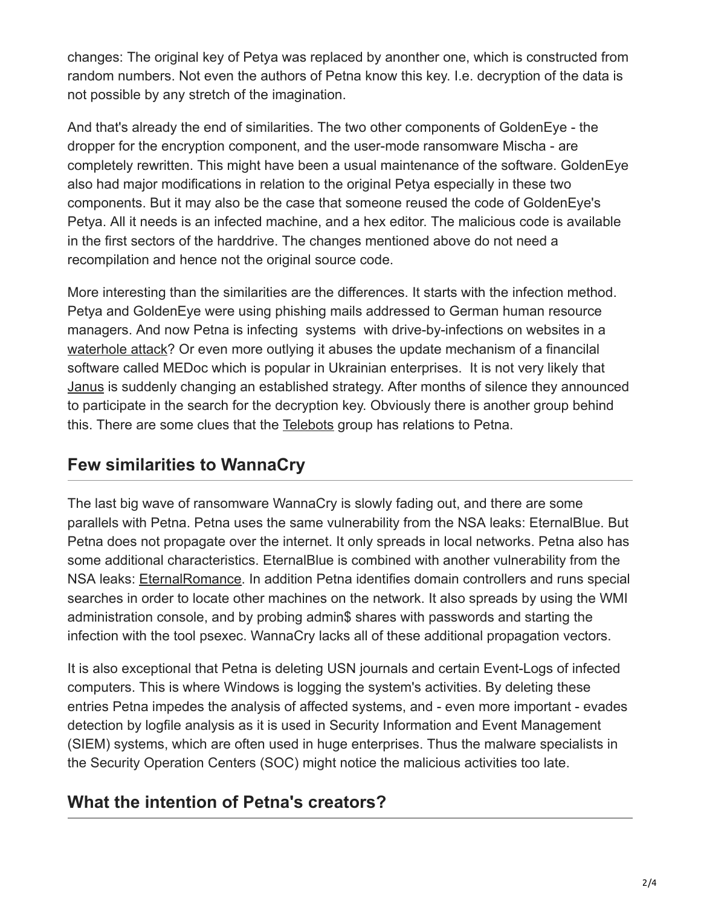changes: The original key of Petya was replaced by anonther one, which is constructed from random numbers. Not even the authors of Petna know this key. I.e. decryption of the data is not possible by any stretch of the imagination.

And that's already the end of similarities. The two other components of GoldenEye - the dropper for the encryption component, and the user-mode ransomware Mischa - are completely rewritten. This might have been a usual maintenance of the software. GoldenEye also had major modifications in relation to the original Petya especially in these two components. But it may also be the case that someone reused the code of GoldenEye's Petya. All it needs is an infected machine, and a hex editor. The malicious code is available in the first sectors of the harddrive. The changes mentioned above do not need a recompilation and hence not the original source code.

More interesting than the similarities are the differences. It starts with the infection method. Petya and GoldenEye were using phishing mails addressed to German human resource managers. And now Petna is infecting systems with drive-by-infections on websites in a waterhole attack? Or even more outlying it abuses the update mechanism of a financilal software called MEDoc which is popular in Ukrainian enterprises. It is not very likely that Janus is suddenly changing an established strategy. After months of silence they announced to participate in the search for the decryption key. Obviously there is another group behind this. There are some clues that the Telebots group has relations to Petna.

## Few similarities to WannaCry

The last big wave of ransomware WannaCry is slowly fading out, and there are some parallels with Petna. Petna uses the same vulnerability from the NSA leaks: EternalBlue. But Petna does not propagate over the internet. It only spreads in local networks. Petna also has some additional characteristics. EternalBlue is combined with another vulnerability from the NSA leaks: EternalRomance. In addition Petna identifies domain controllers and runs special searches in order to locate other machines on the network. It also spreads by using the WMI administration console, and by probing admin$ shares with passwords and starting the infection with the tool psexec. WannaCry lacks all of these additional propagation vectors.

It is also exceptional that Petna is deleting USN journals and certain Event-Logs of infected computers. This is where Windows is logging the system's activities. By deleting these entries Petna impedes the analysis of affected systems, and - even more important - evades detection by logfile analysis as it is used in Security Information and Event Management (SIEM) systems, which are often used in huge enterprises. Thus the malware specialists in the Security Operation Centers (SOC) might notice the malicious activities too late.

## What the intention of Petna's creators?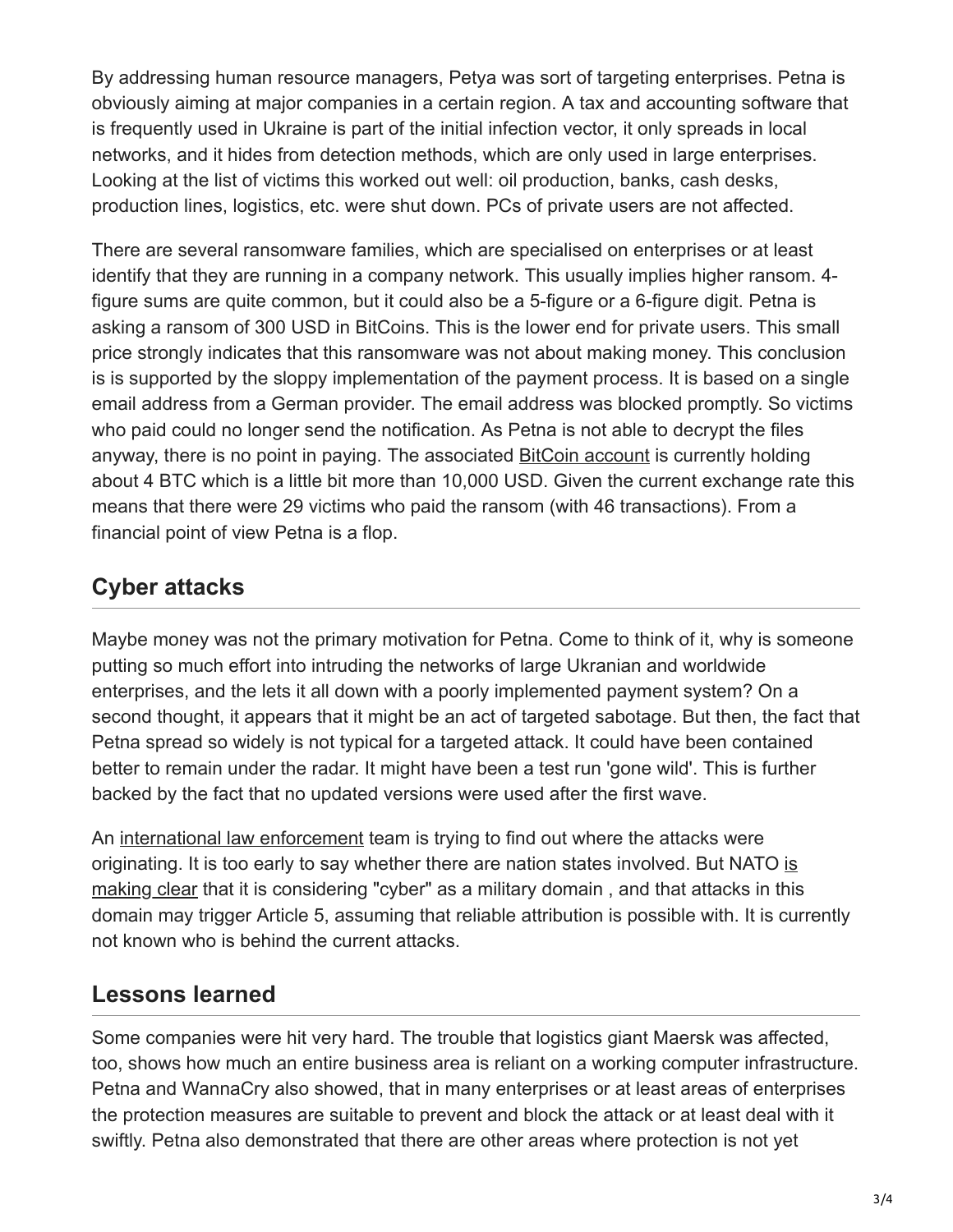By addressing human resource managers, Petya was sort of targeting enterprises. Petna is obviously aiming at major companies in a certain region. A tax and accounting software that is frequently used in Ukraine is part of the initial infection vector, it only spreads in local networks, and it hides from detection methods, which are only used in large enterprises. Looking at the list of victims this worked out well: oil production, banks, cash desks, production lines, logistics, etc. were shut down. PCs of private users are not affected.

There are several ransomware families, which are specialised on enterprises or at least identify that they are running in a company network. This usually implies higher ransom. 4-figure sums are quite common, but it could also be a 5-figure or a 6-figure digit. Petna is asking a ransom of 300 USD in BitCoins. This is the lower end for private users. This small price strongly indicates that this ransomware was not about making money. This conclusion is is supported by the sloppy implementation of the payment process. It is based on a single email address from a German provider. The email address was blocked promptly. So victims who paid could no longer send the notification. As Petna is not able to decrypt the files anyway, there is no point in paying. The associated BitCoin account is currently holding about 4 BTC which is a little bit more than 10,000 USD. Given the current exchange rate this means that there were 29 victims who paid the ransom (with 46 transactions). From a financial point of view Petna is a flop.

## Cyber attacks

Maybe money was not the primary motivation for Petna. Come to think of it, why is someone putting so much effort into intruding the networks of large Ukranian and worldwide enterprises, and the lets it all down with a poorly implemented payment system? On a second thought, it appears that it might be an act of targeted sabotage. But then, the fact that Petna spread so widely is not typical for a targeted attack. It could have been contained better to remain under the radar. It might have been a test run 'gone wild'. This is further backed by the fact that no updated versions were used after the first wave.

An international law enforcement team is trying to find out where the attacks were originating. It is too early to say whether there are nation states involved. But NATO is making clear that it is considering "cyber" as a military domain , and that attacks in this domain may trigger Article 5, assuming that reliable attribution is possible with. It is currently not known who is behind the current attacks.

## Lessons learned

Some companies were hit very hard. The trouble that logistics giant Maersk was affected, too, shows how much an entire business area is reliant on a working computer infrastructure. Petna and WannaCry also showed, that in many enterprises or at least areas of enterprises the protection measures are suitable to prevent and block the attack or at least deal with it swiftly. Petna also demonstrated that there are other areas where protection is not yet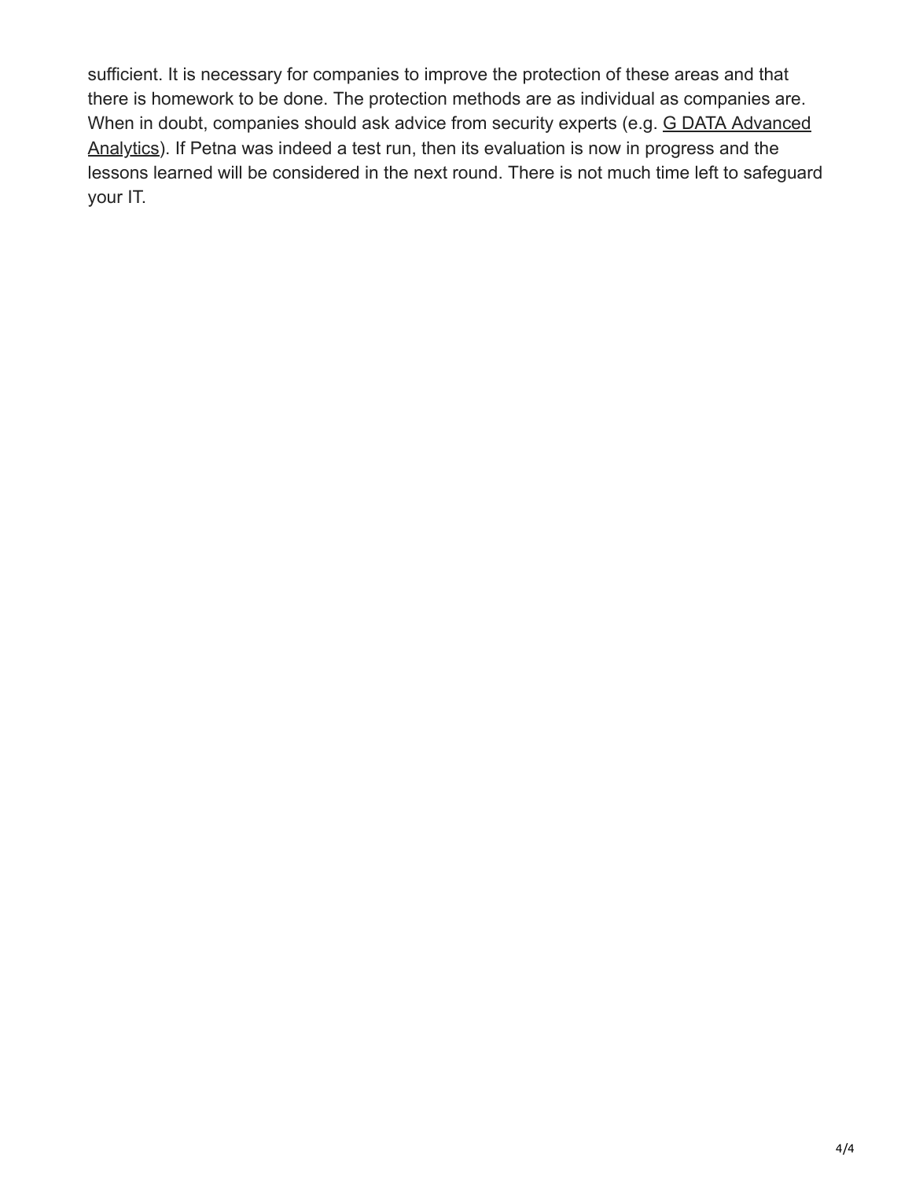sufficient. It is necessary for companies to improve the protection of these areas and that there is homework to be done. The protection methods are as individual as companies are. When in doubt, companies should ask advice from security experts (e.g. G DATA Advanced Analytics). If Petna was indeed a test run, then its evaluation is now in progress and the lessons learned will be considered in the next round. There is not much time left to safeguard your IT.